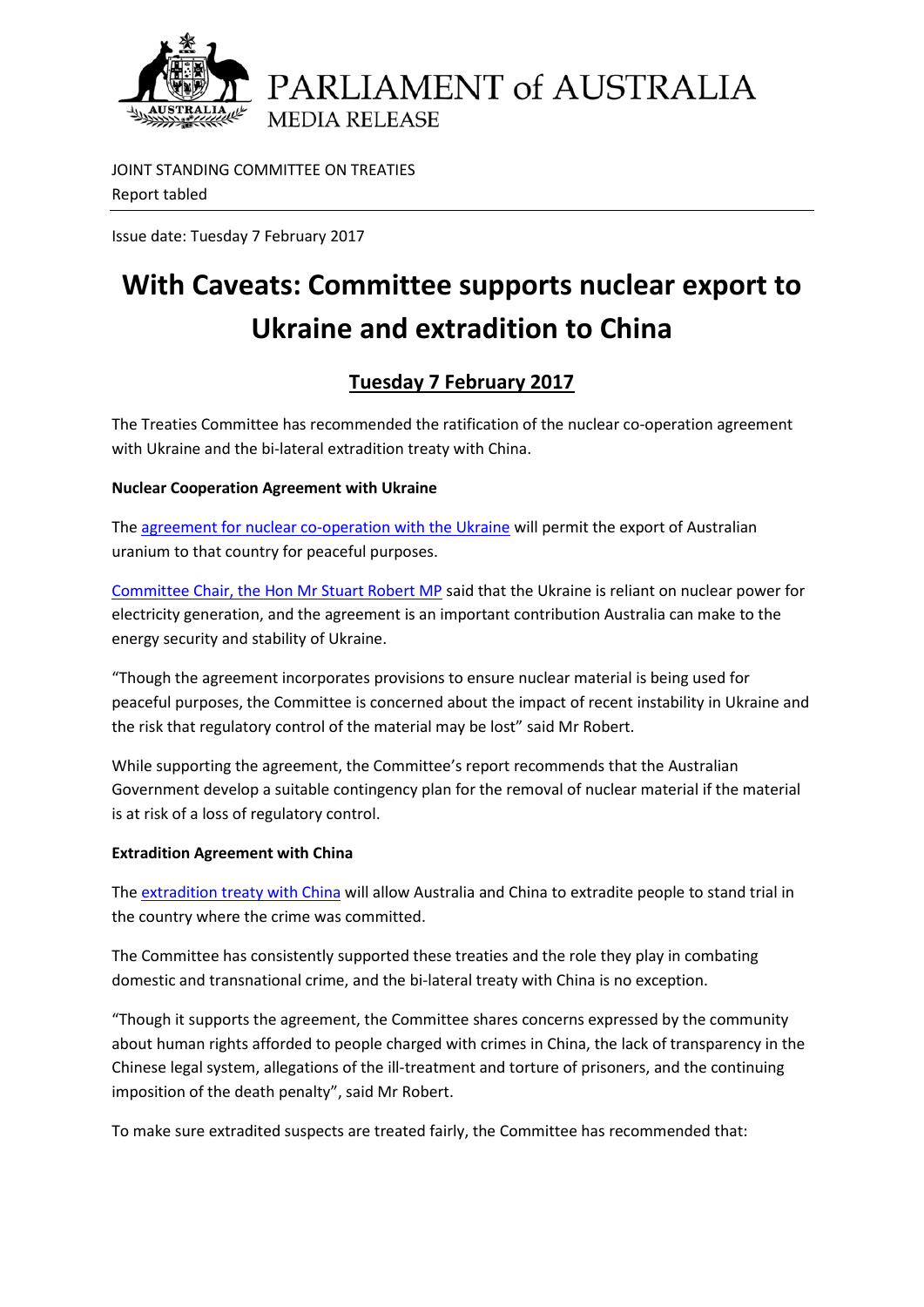PARLIAMENT of AUSTRALIA
MEDIA RELEASE

JOINT STANDING COMMITTEE ON TREATIES
Report tabled

Issue date: Tuesday 7 February 2017

# With Caveats: Committee supports nuclear export to Ukraine and extradition to China

## Tuesday 7 February 2017

The Treaties Committee has recommended the ratification of the nuclear co-operation agreement with Ukraine and the bi-lateral extradition treaty with China.

**Nuclear Cooperation Agreement with Ukraine**

The agreement for nuclear co-operation with the Ukraine will permit the export of Australian uranium to that country for peaceful purposes.

Committee Chair, the Hon Mr Stuart Robert MP said that the Ukraine is reliant on nuclear power for electricity generation, and the agreement is an important contribution Australia can make to the energy security and stability of Ukraine.

"Though the agreement incorporates provisions to ensure nuclear material is being used for peaceful purposes, the Committee is concerned about the impact of recent instability in Ukraine and the risk that regulatory control of the material may be lost" said Mr Robert.

While supporting the agreement, the Committee's report recommends that the Australian Government develop a suitable contingency plan for the removal of nuclear material if the material is at risk of a loss of regulatory control.

**Extradition Agreement with China**

The extradition treaty with China will allow Australia and China to extradite people to stand trial in the country where the crime was committed.

The Committee has consistently supported these treaties and the role they play in combating domestic and transnational crime, and the bi-lateral treaty with China is no exception.

"Though it supports the agreement, the Committee shares concerns expressed by the community about human rights afforded to people charged with crimes in China, the lack of transparency in the Chinese legal system, allegations of the ill-treatment and torture of prisoners, and the continuing imposition of the death penalty", said Mr Robert.

To make sure extradited suspects are treated fairly, the Committee has recommended that: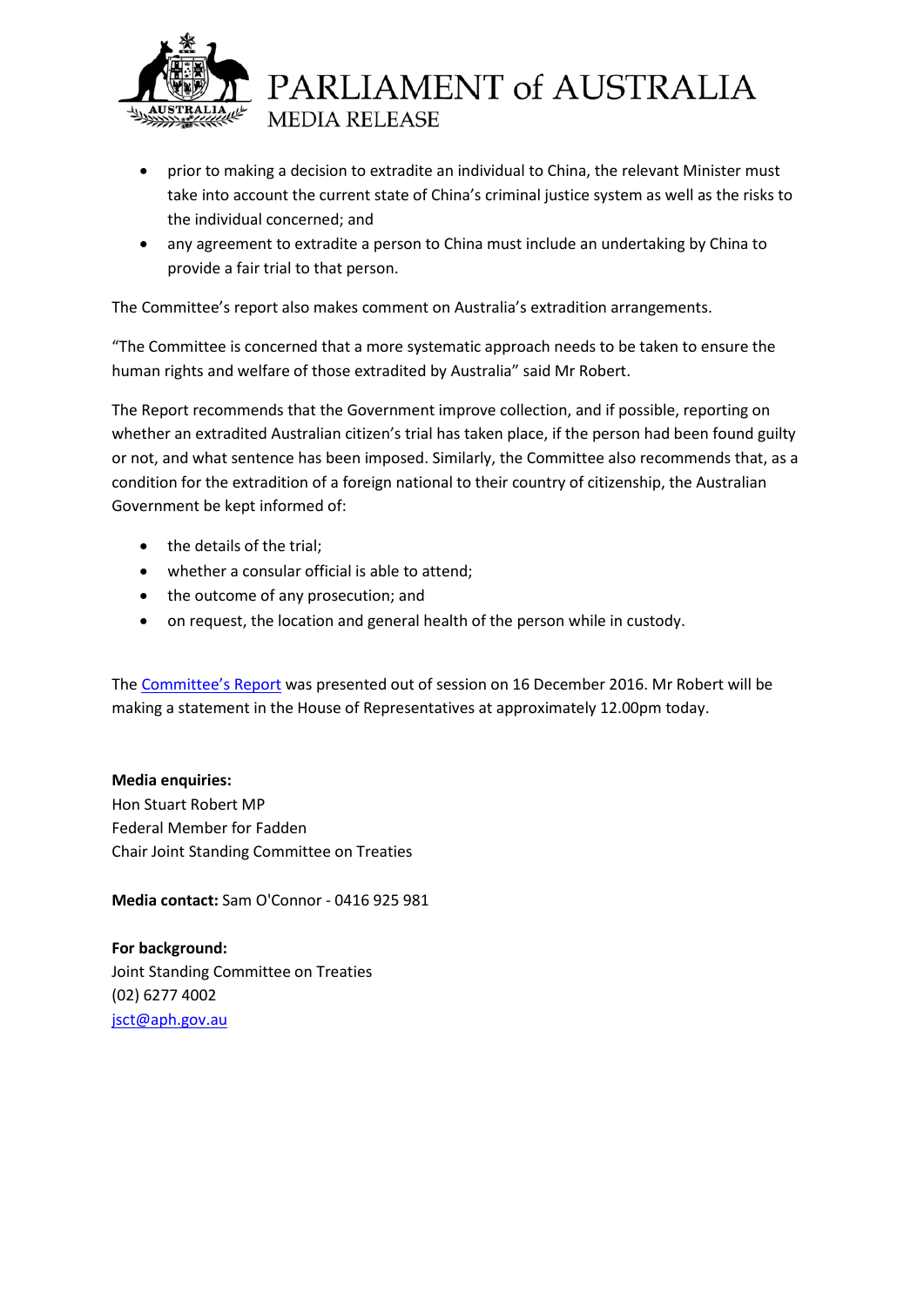- prior to making a decision to extradite an individual to China, the relevant Minister must take into account the current state of China's criminal justice system as well as the risks to the individual concerned; and
- any agreement to extradite a person to China must include an undertaking by China to provide a fair trial to that person.

The Committee's report also makes comment on Australia's extradition arrangements.

"The Committee is concerned that a more systematic approach needs to be taken to ensure the human rights and welfare of those extradited by Australia" said Mr Robert.

The Report recommends that the Government improve collection, and if possible, reporting on whether an extradited Australian citizen's trial has taken place, if the person had been found guilty or not, and what sentence has been imposed. Similarly, the Committee also recommends that, as a condition for the extradition of a foreign national to their country of citizenship, the Australian Government be kept informed of:

- the details of the trial;
- whether a consular official is able to attend;
- the outcome of any prosecution; and
- on request, the location and general health of the person while in custody.

The Committee's Report was presented out of session on 16 December 2016. Mr Robert will be making a statement in the House of Representatives at approximately 12.00pm today.

**Media enquiries:**
Hon Stuart Robert MP
Federal Member for Fadden
Chair Joint Standing Committee on Treaties

**Media contact:** Sam O'Connor - 0416 925 981

**For background:**
Joint Standing Committee on Treaties
(02) 6277 4002
jsct@aph.gov.au